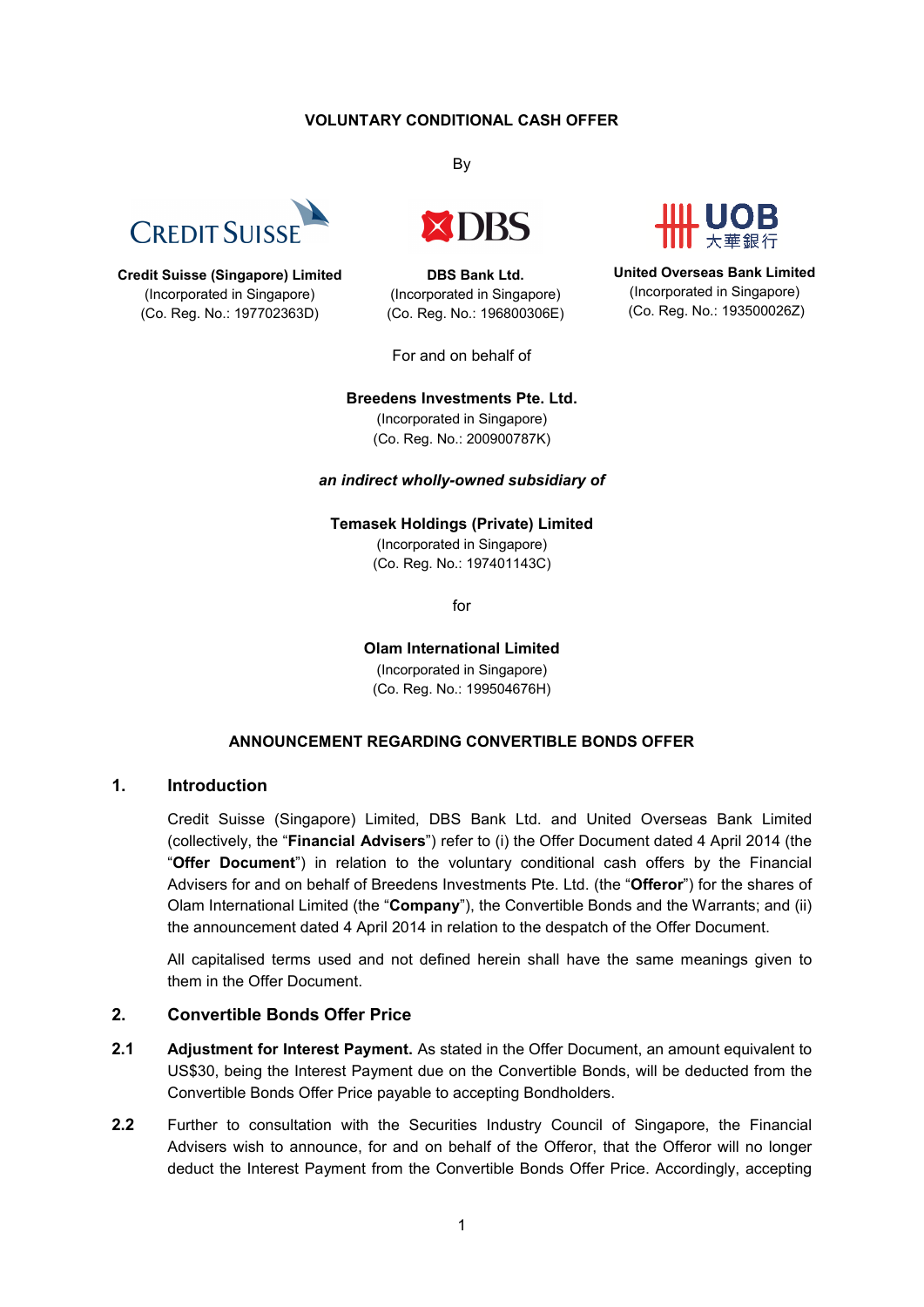**VOLUNTARY CONDITIONAL CASH OFFER**

By

| **Credit Suisse (Singapore) Limited** | **DBS Bank Ltd.** | **United Overseas Bank Limited** |
| --- | --- | --- |
| (Incorporated in Singapore) | (Incorporated in Singapore) | (Incorporated in Singapore) |
| (Co. Reg. No.: 197702363D) | (Co. Reg. No.: 196800306E) | (Co. Reg. No.: 193500026Z) |

For and on behalf of

**Breedens Investments Pte. Ltd.**
(Incorporated in Singapore)
(Co. Reg. No.: 200900787K)

***an indirect wholly-owned subsidiary of***

**Temasek Holdings (Private) Limited**
(Incorporated in Singapore)
(Co. Reg. No.: 197401143C)

for

**Olam International Limited**
(Incorporated in Singapore)
(Co. Reg. No.: 199504676H)

**ANNOUNCEMENT REGARDING CONVERTIBLE BONDS OFFER**

## 1. Introduction

Credit Suisse (Singapore) Limited, DBS Bank Ltd. and United Overseas Bank Limited (collectively, the "**Financial Advisers**") refer to (i) the Offer Document dated 4 April 2014 (the "**Offer Document**") in relation to the voluntary conditional cash offers by the Financial Advisers for and on behalf of Breedens Investments Pte. Ltd. (the "**Offeror**") for the shares of Olam International Limited (the "**Company**"), the Convertible Bonds and the Warrants; and (ii) the announcement dated 4 April 2014 in relation to the despatch of the Offer Document.

All capitalised terms used and not defined herein shall have the same meanings given to them in the Offer Document.

## 2. Convertible Bonds Offer Price

**2.1** **Adjustment for Interest Payment.** As stated in the Offer Document, an amount equivalent to US$30, being the Interest Payment due on the Convertible Bonds, will be deducted from the Convertible Bonds Offer Price payable to accepting Bondholders.

**2.2** Further to consultation with the Securities Industry Council of Singapore, the Financial Advisers wish to announce, for and on behalf of the Offeror, that the Offeror will no longer deduct the Interest Payment from the Convertible Bonds Offer Price. Accordingly, accepting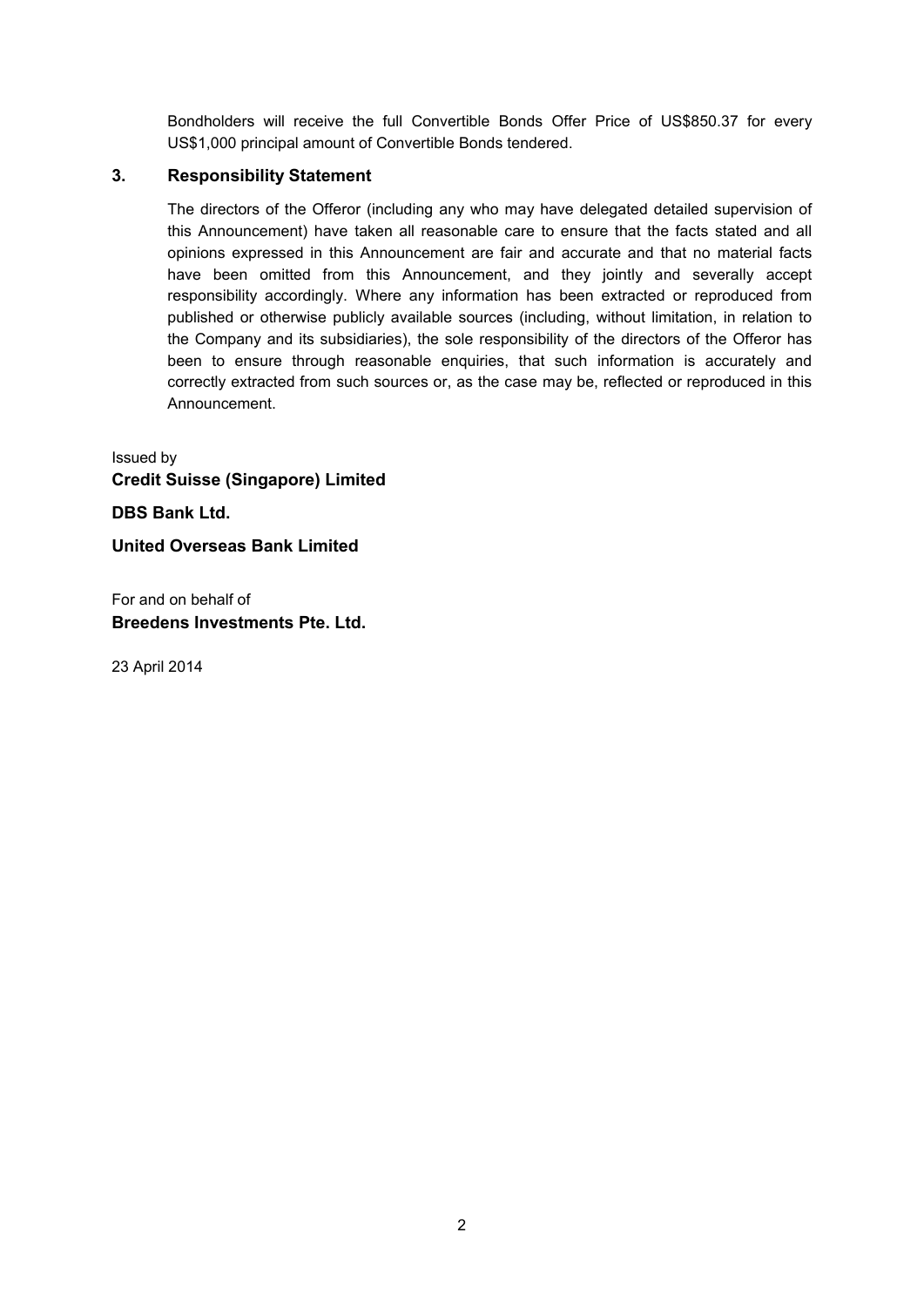Bondholders will receive the full Convertible Bonds Offer Price of US$850.37 for every US$1,000 principal amount of Convertible Bonds tendered.

## 3. Responsibility Statement

The directors of the Offeror (including any who may have delegated detailed supervision of this Announcement) have taken all reasonable care to ensure that the facts stated and all opinions expressed in this Announcement are fair and accurate and that no material facts have been omitted from this Announcement, and they jointly and severally accept responsibility accordingly. Where any information has been extracted or reproduced from published or otherwise publicly available sources (including, without limitation, in relation to the Company and its subsidiaries), the sole responsibility of the directors of the Offeror has been to ensure through reasonable enquiries, that such information is accurately and correctly extracted from such sources or, as the case may be, reflected or reproduced in this Announcement.

Issued by

**Credit Suisse (Singapore) Limited**

**DBS Bank Ltd.**

**United Overseas Bank Limited**

For and on behalf of

**Breedens Investments Pte. Ltd.**

23 April 2014